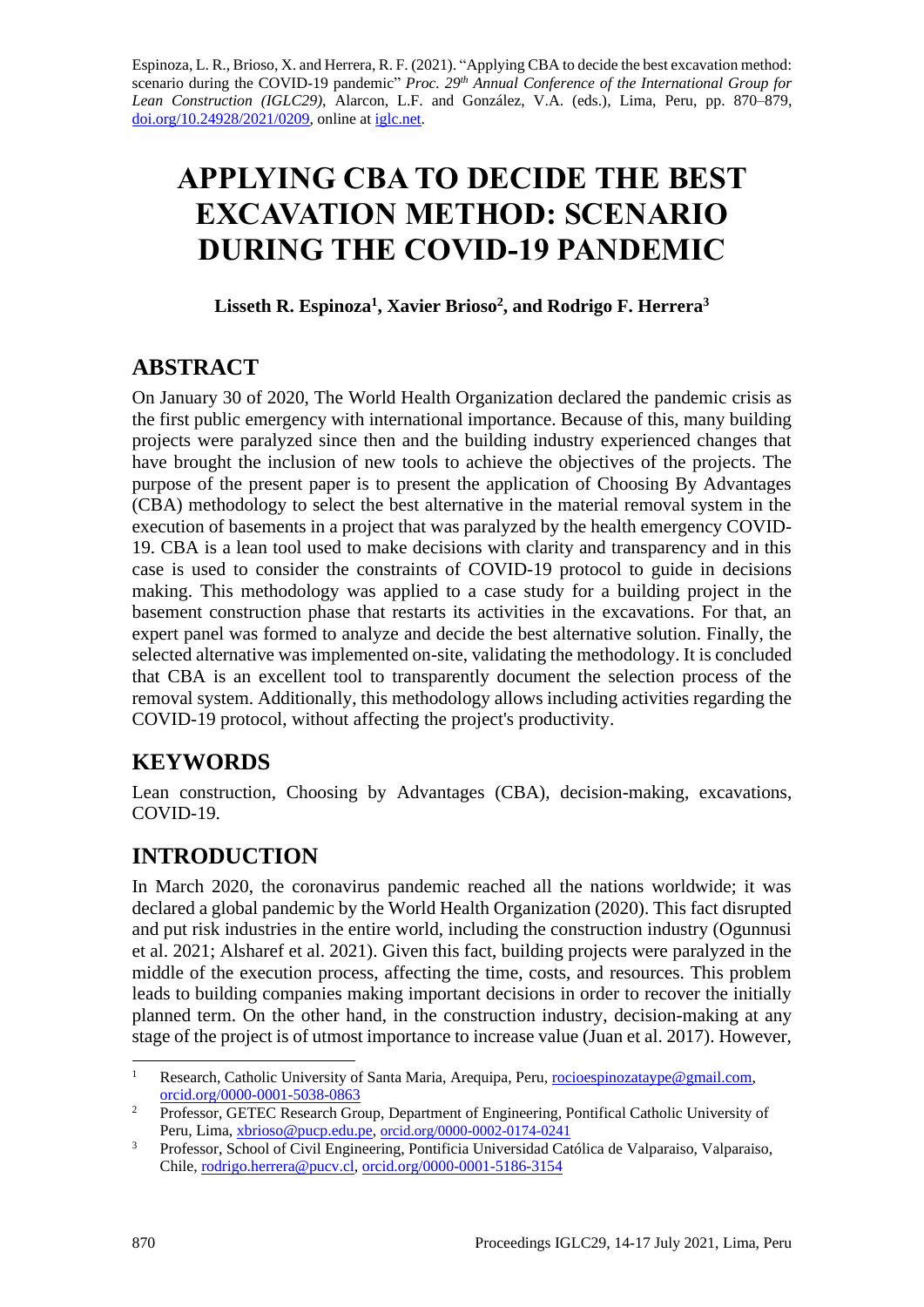Espinoza, L. R., Brioso, X. and Herrera, R. F. (2021). "Applying CBA to decide the best excavation method: scenario during the COVID-19 pandemic" *Proc. 29th Annual Conference of the International Group for Lean Construction (IGLC29)*, Alarcon, L.F. and González, V.A. (eds.), Lima, Peru, pp. 870–879, doi.org/10.24928/2021/0209, online at iglc.net.

# APPLYING CBA TO DECIDE THE BEST EXCAVATION METHOD: SCENARIO DURING THE COVID-19 PANDEMIC

**Lisseth R. Espinoza[1], Xavier Brioso[2], and Rodrigo F. Herrera[3]**

## ABSTRACT

On January 30 of 2020, The World Health Organization declared the pandemic crisis as the first public emergency with international importance. Because of this, many building projects were paralyzed since then and the building industry experienced changes that have brought the inclusion of new tools to achieve the objectives of the projects. The purpose of the present paper is to present the application of Choosing By Advantages (CBA) methodology to select the best alternative in the material removal system in the execution of basements in a project that was paralyzed by the health emergency COVID-19. CBA is a lean tool used to make decisions with clarity and transparency and in this case is used to consider the constraints of COVID-19 protocol to guide in decisions making. This methodology was applied to a case study for a building project in the basement construction phase that restarts its activities in the excavations. For that, an expert panel was formed to analyze and decide the best alternative solution. Finally, the selected alternative was implemented on-site, validating the methodology. It is concluded that CBA is an excellent tool to transparently document the selection process of the removal system. Additionally, this methodology allows including activities regarding the COVID-19 protocol, without affecting the project's productivity.

## KEYWORDS

Lean construction, Choosing by Advantages (CBA), decision-making, excavations, COVID-19.

## INTRODUCTION

In March 2020, the coronavirus pandemic reached all the nations worldwide; it was declared a global pandemic by the World Health Organization (2020). This fact disrupted and put risk industries in the entire world, including the construction industry (Ogunnusi et al. 2021; Alsharef et al. 2021). Given this fact, building projects were paralyzed in the middle of the execution process, affecting the time, costs, and resources. This problem leads to building companies making important decisions in order to recover the initially planned term. On the other hand, in the construction industry, decision-making at any stage of the project is of utmost importance to increase value (Juan et al. 2017). However,

[1] Research, Catholic University of Santa Maria, Arequipa, Peru, rocioespinozataype@gmail.com, orcid.org/0000-0001-5038-0863

[2] Professor, GETEC Research Group, Department of Engineering, Pontifical Catholic University of Peru, Lima, xbrioso@pucp.edu.pe, orcid.org/0000-0002-0174-0241

[3] Professor, School of Civil Engineering, Pontificia Universidad Católica de Valparaiso, Valparaiso, Chile, rodrigo.herrera@pucv.cl, orcid.org/0000-0001-5186-3154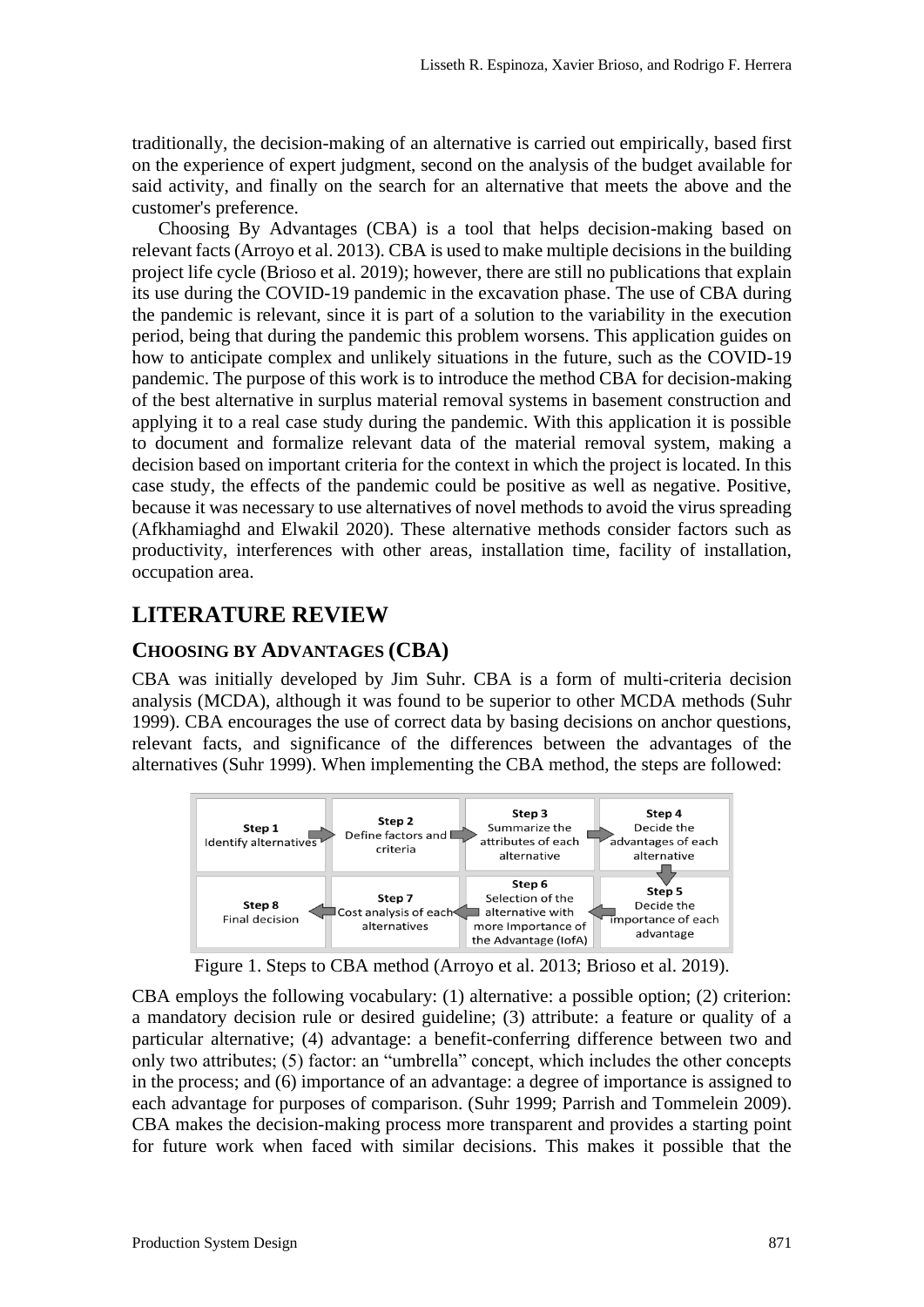traditionally, the decision-making of an alternative is carried out empirically, based first on the experience of expert judgment, second on the analysis of the budget available for said activity, and finally on the search for an alternative that meets the above and the customer's preference.

Choosing By Advantages (CBA) is a tool that helps decision-making based on relevant facts (Arroyo et al. 2013). CBA is used to make multiple decisions in the building project life cycle (Brioso et al. 2019); however, there are still no publications that explain its use during the COVID-19 pandemic in the excavation phase. The use of CBA during the pandemic is relevant, since it is part of a solution to the variability in the execution period, being that during the pandemic this problem worsens. This application guides on how to anticipate complex and unlikely situations in the future, such as the COVID-19 pandemic. The purpose of this work is to introduce the method CBA for decision-making of the best alternative in surplus material removal systems in basement construction and applying it to a real case study during the pandemic. With this application it is possible to document and formalize relevant data of the material removal system, making a decision based on important criteria for the context in which the project is located. In this case study, the effects of the pandemic could be positive as well as negative. Positive, because it was necessary to use alternatives of novel methods to avoid the virus spreading (Afkhamiaghd and Elwakil 2020). These alternative methods consider factors such as productivity, interferences with other areas, installation time, facility of installation, occupation area.

# LITERATURE REVIEW

## CHOOSING BY ADVANTAGES (CBA)

CBA was initially developed by Jim Suhr. CBA is a form of multi-criteria decision analysis (MCDA), although it was found to be superior to other MCDA methods (Suhr 1999). CBA encourages the use of correct data by basing decisions on anchor questions, relevant facts, and significance of the differences between the advantages of the alternatives (Suhr 1999). When implementing the CBA method, the steps are followed:

| **Step 1** Identify alternatives | **Step 2** Define factors and criteria | **Step 3** Summarize the attributes of each alternative | **Step 4** Decide the advantages of each alternative |
|---|---|---|---|
| **Step 8** Final decision | **Step 7** Cost analysis of each alternatives | **Step 6** Selection of the alternative with more Importance of the Advantage (IofA) | **Step 5** Decide the importance of each advantage |

Figure 1. Steps to CBA method (Arroyo et al. 2013; Brioso et al. 2019).

CBA employs the following vocabulary: (1) alternative: a possible option; (2) criterion: a mandatory decision rule or desired guideline; (3) attribute: a feature or quality of a particular alternative; (4) advantage: a benefit-conferring difference between two and only two attributes; (5) factor: an "umbrella" concept, which includes the other concepts in the process; and (6) importance of an advantage: a degree of importance is assigned to each advantage for purposes of comparison. (Suhr 1999; Parrish and Tommelein 2009). CBA makes the decision-making process more transparent and provides a starting point for future work when faced with similar decisions. This makes it possible that the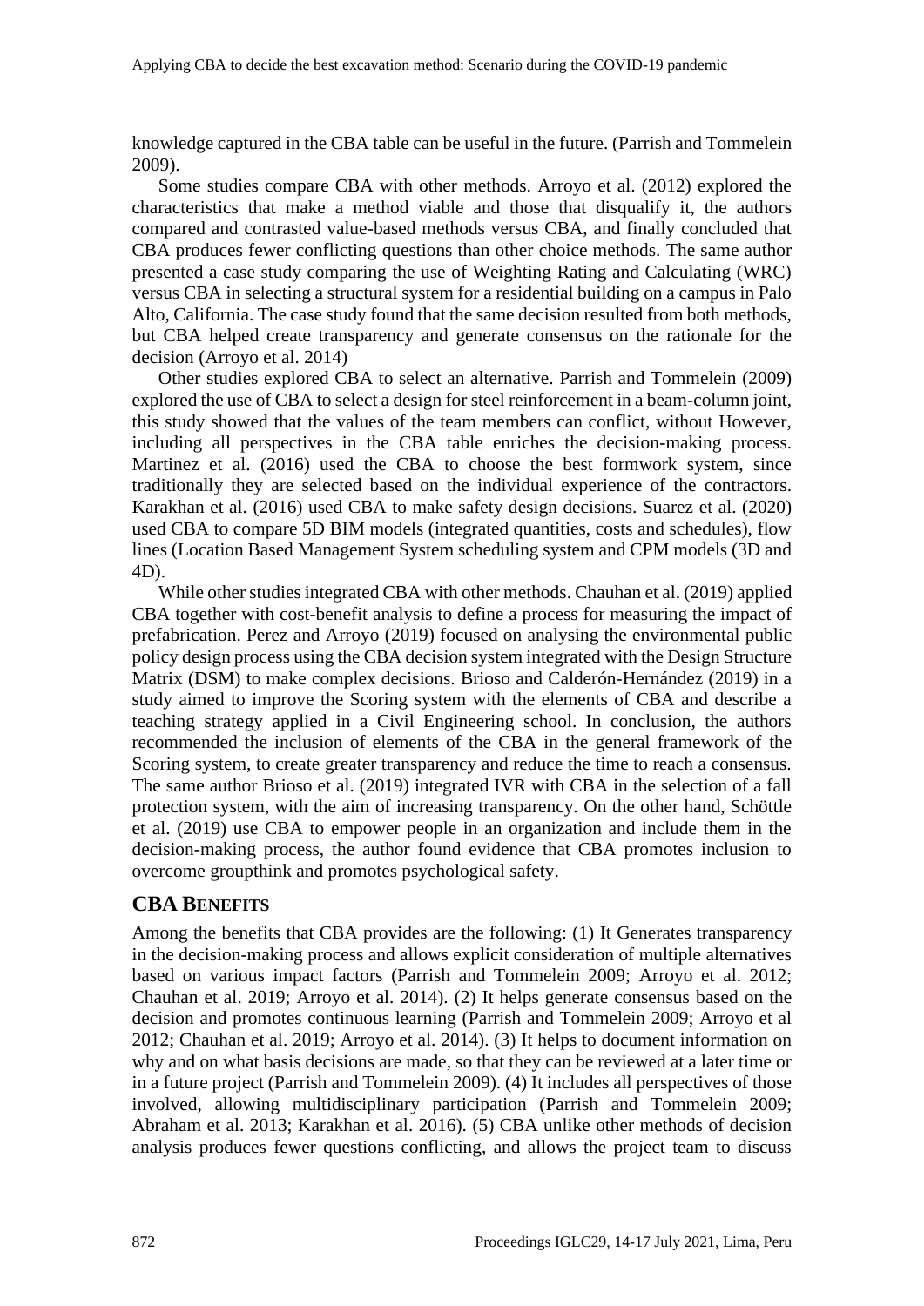knowledge captured in the CBA table can be useful in the future. (Parrish and Tommelein 2009).

Some studies compare CBA with other methods. Arroyo et al. (2012) explored the characteristics that make a method viable and those that disqualify it, the authors compared and contrasted value-based methods versus CBA, and finally concluded that CBA produces fewer conflicting questions than other choice methods. The same author presented a case study comparing the use of Weighting Rating and Calculating (WRC) versus CBA in selecting a structural system for a residential building on a campus in Palo Alto, California. The case study found that the same decision resulted from both methods, but CBA helped create transparency and generate consensus on the rationale for the decision (Arroyo et al. 2014)

Other studies explored CBA to select an alternative. Parrish and Tommelein (2009) explored the use of CBA to select a design for steel reinforcement in a beam-column joint, this study showed that the values of the team members can conflict, without However, including all perspectives in the CBA table enriches the decision-making process. Martinez et al. (2016) used the CBA to choose the best formwork system, since traditionally they are selected based on the individual experience of the contractors. Karakhan et al. (2016) used CBA to make safety design decisions. Suarez et al. (2020) used CBA to compare 5D BIM models (integrated quantities, costs and schedules), flow lines (Location Based Management System scheduling system and CPM models (3D and 4D).

While other studies integrated CBA with other methods. Chauhan et al. (2019) applied CBA together with cost-benefit analysis to define a process for measuring the impact of prefabrication. Perez and Arroyo (2019) focused on analysing the environmental public policy design process using the CBA decision system integrated with the Design Structure Matrix (DSM) to make complex decisions. Brioso and Calderón-Hernández (2019) in a study aimed to improve the Scoring system with the elements of CBA and describe a teaching strategy applied in a Civil Engineering school. In conclusion, the authors recommended the inclusion of elements of the CBA in the general framework of the Scoring system, to create greater transparency and reduce the time to reach a consensus. The same author Brioso et al. (2019) integrated IVR with CBA in the selection of a fall protection system, with the aim of increasing transparency. On the other hand, Schöttle et al. (2019) use CBA to empower people in an organization and include them in the decision-making process, the author found evidence that CBA promotes inclusion to overcome groupthink and promotes psychological safety.

## CBA BENEFITS

Among the benefits that CBA provides are the following: (1) It Generates transparency in the decision-making process and allows explicit consideration of multiple alternatives based on various impact factors (Parrish and Tommelein 2009; Arroyo et al. 2012; Chauhan et al. 2019; Arroyo et al. 2014). (2) It helps generate consensus based on the decision and promotes continuous learning (Parrish and Tommelein 2009; Arroyo et al 2012; Chauhan et al. 2019; Arroyo et al. 2014). (3) It helps to document information on why and on what basis decisions are made, so that they can be reviewed at a later time or in a future project (Parrish and Tommelein 2009). (4) It includes all perspectives of those involved, allowing multidisciplinary participation (Parrish and Tommelein 2009; Abraham et al. 2013; Karakhan et al. 2016). (5) CBA unlike other methods of decision analysis produces fewer questions conflicting, and allows the project team to discuss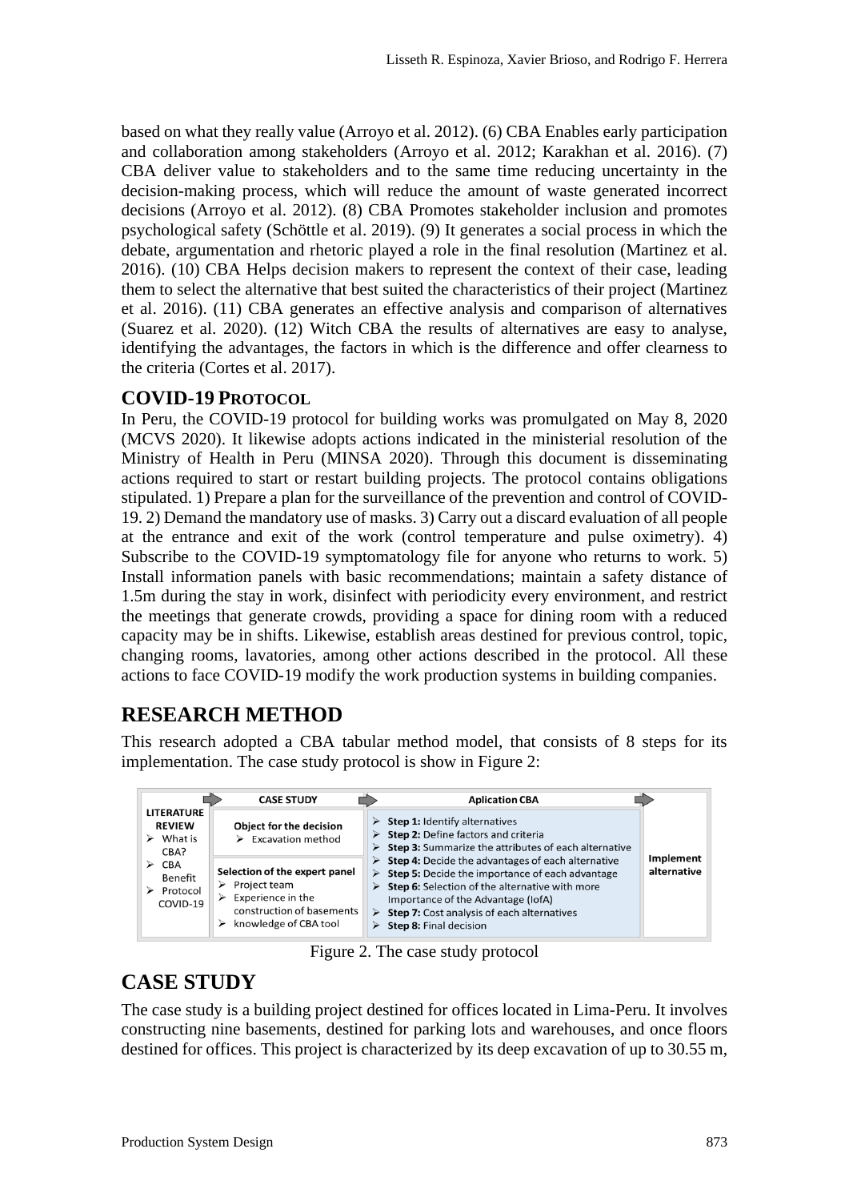based on what they really value (Arroyo et al. 2012). (6) CBA Enables early participation and collaboration among stakeholders (Arroyo et al. 2012; Karakhan et al. 2016). (7) CBA deliver value to stakeholders and to the same time reducing uncertainty in the decision-making process, which will reduce the amount of waste generated incorrect decisions (Arroyo et al. 2012). (8) CBA Promotes stakeholder inclusion and promotes psychological safety (Schöttle et al. 2019). (9) It generates a social process in which the debate, argumentation and rhetoric played a role in the final resolution (Martinez et al. 2016). (10) CBA Helps decision makers to represent the context of their case, leading them to select the alternative that best suited the characteristics of their project (Martinez et al. 2016). (11) CBA generates an effective analysis and comparison of alternatives (Suarez et al. 2020). (12) Witch CBA the results of alternatives are easy to analyse, identifying the advantages, the factors in which is the difference and offer clearness to the criteria (Cortes et al. 2017).

### COVID-19 PROTOCOL

In Peru, the COVID-19 protocol for building works was promulgated on May 8, 2020 (MCVS 2020). It likewise adopts actions indicated in the ministerial resolution of the Ministry of Health in Peru (MINSA 2020). Through this document is disseminating actions required to start or restart building projects. The protocol contains obligations stipulated. 1) Prepare a plan for the surveillance of the prevention and control of COVID-19. 2) Demand the mandatory use of masks. 3) Carry out a discard evaluation of all people at the entrance and exit of the work (control temperature and pulse oximetry). 4) Subscribe to the COVID-19 symptomatology file for anyone who returns to work. 5) Install information panels with basic recommendations; maintain a safety distance of 1.5m during the stay in work, disinfect with periodicity every environment, and restrict the meetings that generate crowds, providing a space for dining room with a reduced capacity may be in shifts. Likewise, establish areas destined for previous control, topic, changing rooms, lavatories, among other actions described in the protocol. All these actions to face COVID-19 modify the work production systems in building companies.

## RESEARCH METHOD

This research adopted a CBA tabular method model, that consists of 8 steps for its implementation. The case study protocol is show in Figure 2:

| LITERATURE REVIEW | CASE STUDY | Aplication CBA | |
|---|---|---|---|
| ➢ What is CBA?<br>➢ CBA Benefit<br>➢ Protocol COVID-19 | **Object for the decision**<br>➢ Excavation method<br><br>**Selection of the expert panel**<br>➢ Project team<br>➢ Experience in the construction of basements<br>➢ knowledge of CBA tool | ➢ **Step 1:** Identify alternatives<br>➢ **Step 2:** Define factors and criteria<br>➢ **Step 3:** Summarize the attributes of each alternative<br>➢ **Step 4:** Decide the advantages of each alternative<br>➢ **Step 5:** Decide the importance of each advantage<br>➢ **Step 6:** Selection of the alternative with more Importance of the Advantage (IofA)<br>➢ **Step 7:** Cost analysis of each alternatives<br>➢ **Step 8:** Final decision | **Implement alternative** |

Figure 2. The case study protocol

## CASE STUDY

The case study is a building project destined for offices located in Lima-Peru. It involves constructing nine basements, destined for parking lots and warehouses, and once floors destined for offices. This project is characterized by its deep excavation of up to 30.55 m,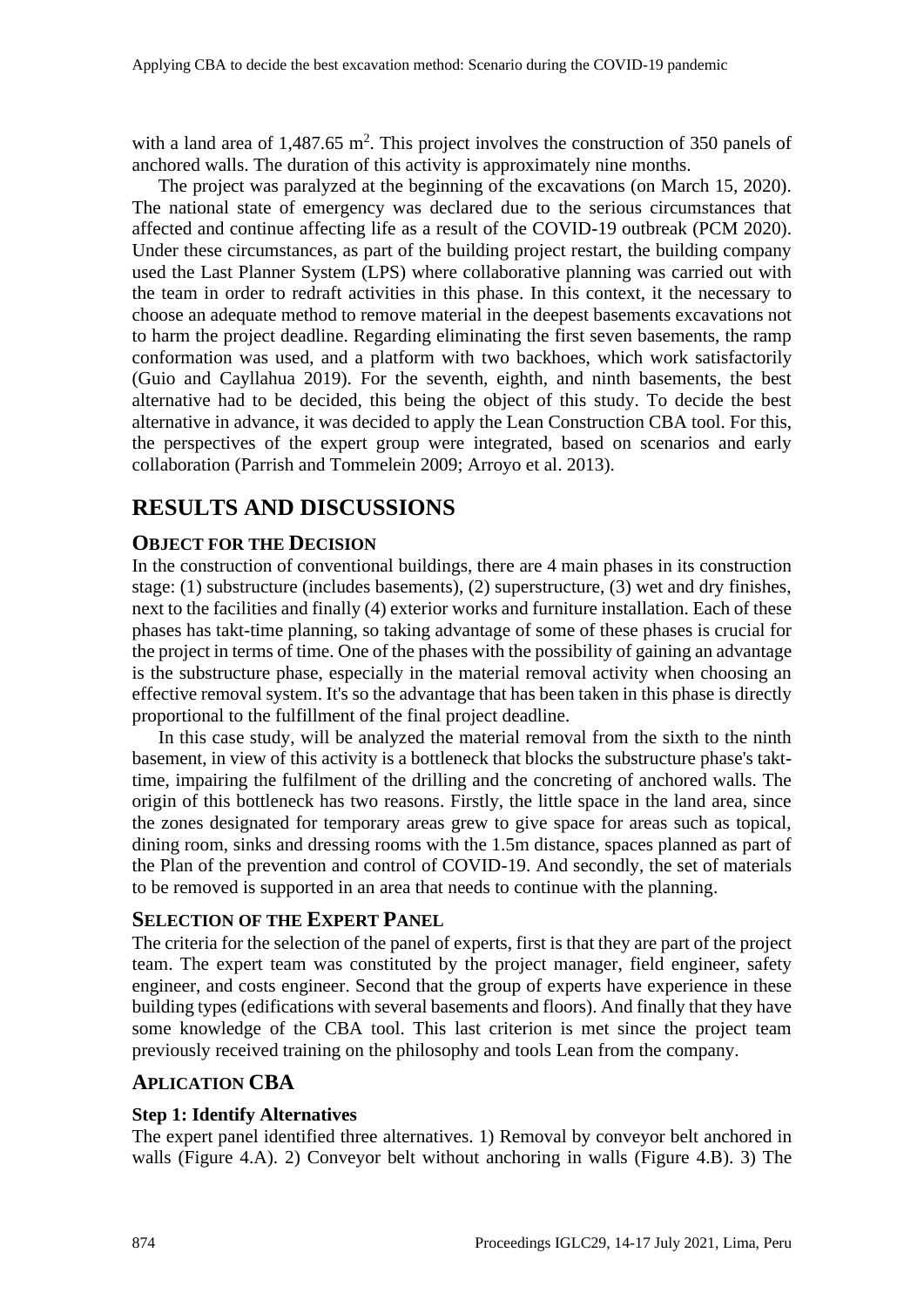with a land area of 1,487.65 m$^2$. This project involves the construction of 350 panels of anchored walls. The duration of this activity is approximately nine months.

The project was paralyzed at the beginning of the excavations (on March 15, 2020). The national state of emergency was declared due to the serious circumstances that affected and continue affecting life as a result of the COVID-19 outbreak (PCM 2020). Under these circumstances, as part of the building project restart, the building company used the Last Planner System (LPS) where collaborative planning was carried out with the team in order to redraft activities in this phase. In this context, it the necessary to choose an adequate method to remove material in the deepest basements excavations not to harm the project deadline. Regarding eliminating the first seven basements, the ramp conformation was used, and a platform with two backhoes, which work satisfactorily (Guio and Cayllahua 2019). For the seventh, eighth, and ninth basements, the best alternative had to be decided, this being the object of this study. To decide the best alternative in advance, it was decided to apply the Lean Construction CBA tool. For this, the perspectives of the expert group were integrated, based on scenarios and early collaboration (Parrish and Tommelein 2009; Arroyo et al. 2013).

# RESULTS AND DISCUSSIONS

## OBJECT FOR THE DECISION

In the construction of conventional buildings, there are 4 main phases in its construction stage: (1) substructure (includes basements), (2) superstructure, (3) wet and dry finishes, next to the facilities and finally (4) exterior works and furniture installation. Each of these phases has takt-time planning, so taking advantage of some of these phases is crucial for the project in terms of time. One of the phases with the possibility of gaining an advantage is the substructure phase, especially in the material removal activity when choosing an effective removal system. It's so the advantage that has been taken in this phase is directly proportional to the fulfillment of the final project deadline.

In this case study, will be analyzed the material removal from the sixth to the ninth basement, in view of this activity is a bottleneck that blocks the substructure phase's takt-time, impairing the fulfilment of the drilling and the concreting of anchored walls. The origin of this bottleneck has two reasons. Firstly, the little space in the land area, since the zones designated for temporary areas grew to give space for areas such as topical, dining room, sinks and dressing rooms with the 1.5m distance, spaces planned as part of the Plan of the prevention and control of COVID-19. And secondly, the set of materials to be removed is supported in an area that needs to continue with the planning.

## SELECTION OF THE EXPERT PANEL

The criteria for the selection of the panel of experts, first is that they are part of the project team. The expert team was constituted by the project manager, field engineer, safety engineer, and costs engineer. Second that the group of experts have experience in these building types (edifications with several basements and floors). And finally that they have some knowledge of the CBA tool. This last criterion is met since the project team previously received training on the philosophy and tools Lean from the company.

## APLICATION CBA

### Step 1: Identify Alternatives

The expert panel identified three alternatives. 1) Removal by conveyor belt anchored in walls (Figure 4.A). 2) Conveyor belt without anchoring in walls (Figure 4.B). 3) The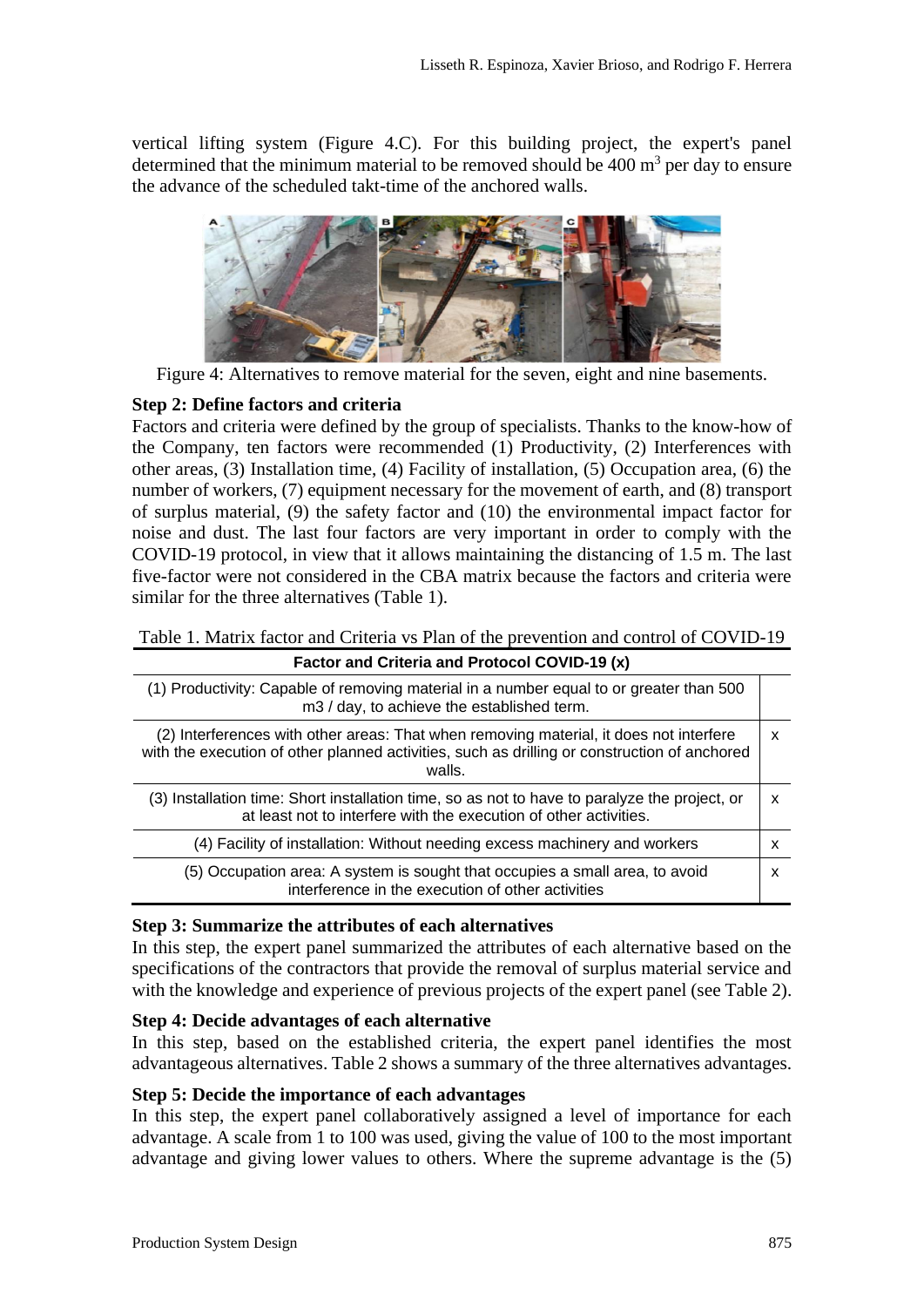vertical lifting system (Figure 4.C). For this building project, the expert's panel determined that the minimum material to be removed should be 400 $m^3$ per day to ensure the advance of the scheduled takt-time of the anchored walls.

Figure 4: Alternatives to remove material for the seven, eight and nine basements.

**Step 2: Define factors and criteria**

Factors and criteria were defined by the group of specialists. Thanks to the know-how of the Company, ten factors were recommended (1) Productivity, (2) Interferences with other areas, (3) Installation time, (4) Facility of installation, (5) Occupation area, (6) the number of workers, (7) equipment necessary for the movement of earth, and (8) transport of surplus material, (9) the safety factor and (10) the environmental impact factor for noise and dust. The last four factors are very important in order to comply with the COVID-19 protocol, in view that it allows maintaining the distancing of 1.5 m. The last five-factor were not considered in the CBA matrix because the factors and criteria were similar for the three alternatives (Table 1).

Table 1. Matrix factor and Criteria vs Plan of the prevention and control of COVID-19

| Factor and Criteria and Protocol COVID-19 (x) | |
|---|---|
| (1) Productivity: Capable of removing material in a number equal to or greater than 500 m3 / day, to achieve the established term. | |
| (2) Interferences with other areas: That when removing material, it does not interfere with the execution of other planned activities, such as drilling or construction of anchored walls. | x |
| (3) Installation time: Short installation time, so as not to have to paralyze the project, or at least not to interfere with the execution of other activities. | x |
| (4) Facility of installation: Without needing excess machinery and workers | x |
| (5) Occupation area: A system is sought that occupies a small area, to avoid interference in the execution of other activities | x |

**Step 3: Summarize the attributes of each alternatives**

In this step, the expert panel summarized the attributes of each alternative based on the specifications of the contractors that provide the removal of surplus material service and with the knowledge and experience of previous projects of the expert panel (see Table 2).

**Step 4: Decide advantages of each alternative**

In this step, based on the established criteria, the expert panel identifies the most advantageous alternatives. Table 2 shows a summary of the three alternatives advantages.

**Step 5: Decide the importance of each advantages**

In this step, the expert panel collaboratively assigned a level of importance for each advantage. A scale from 1 to 100 was used, giving the value of 100 to the most important advantage and giving lower values to others. Where the supreme advantage is the (5)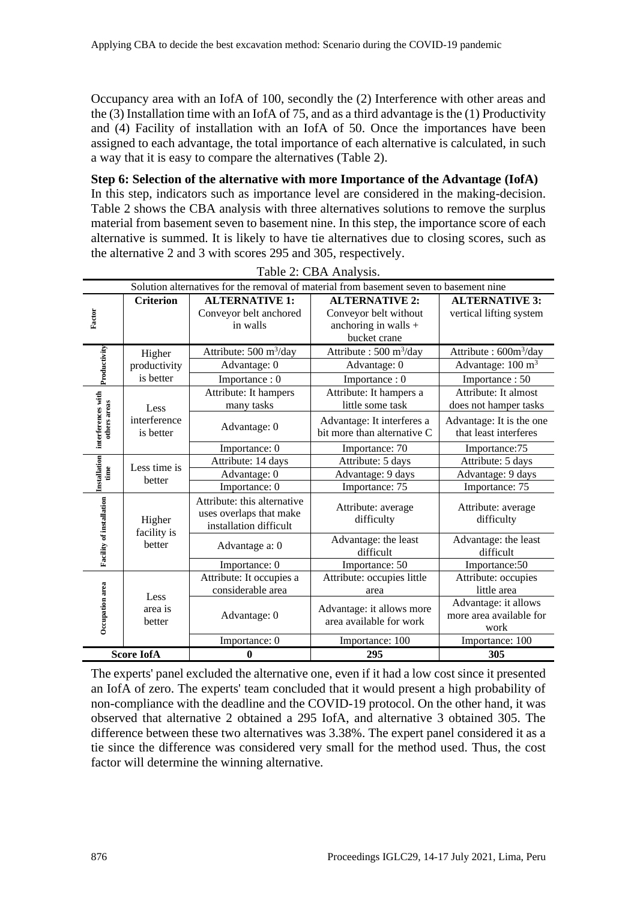Occupancy area with an IofA of 100, secondly the (2) Interference with other areas and the (3) Installation time with an IofA of 75, and as a third advantage is the (1) Productivity and (4) Facility of installation with an IofA of 50. Once the importances have been assigned to each advantage, the total importance of each alternative is calculated, in such a way that it is easy to compare the alternatives (Table 2).

**Step 6: Selection of the alternative with more Importance of the Advantage (IofA)**
In this step, indicators such as importance level are considered in the making-decision. Table 2 shows the CBA analysis with three alternatives solutions to remove the surplus material from basement seven to basement nine. In this step, the importance score of each alternative is summed. It is likely to have tie alternatives due to closing scores, such as the alternative 2 and 3 with scores 295 and 305, respectively.

Table 2: CBA Analysis.

| Solution alternatives for the removal of material from basement seven to basement nine | | | | |
|---|---|---|---|---|
| **Factor** | **Criterion** | **ALTERNATIVE 1:** Conveyor belt anchored in walls | **ALTERNATIVE 2:** Conveyor belt without anchoring in walls + bucket crane | **ALTERNATIVE 3:** vertical lifting system |
| Productivity | Higher productivity is better | Attribute: 500 $m^3$/day | Attribute : 500 $m^3$/day | Attribute : 600$m^3$/day |
| | | Advantage: 0 | Advantage: 0 | Advantage: 100 $m^3$ |
| | | Importance : 0 | Importance : 0 | Importance : 50 |
| interferences with others areas | Less interference is better | Attribute: It hampers many tasks | Attribute: It hampers a little some task | Attribute: It almost does not hamper tasks |
| | | Advantage: 0 | Advantage: It interferes a bit more than alternative C | Advantage: It is the one that least interferes |
| | | Importance: 0 | Importance: 70 | Importance:75 |
| Installation time | Less time is better | Attribute: 14 days | Attribute: 5 days | Attribute: 5 days |
| | | Advantage: 0 | Advantage: 9 days | Advantage: 9 days |
| | | Importance: 0 | Importance: 75 | Importance: 75 |
| Facility of installation | Higher facility is better | Attribute: this alternative uses overlaps that make installation difficult | Attribute: average difficulty | Attribute: average difficulty |
| | | Advantage a: 0 | Advantage: the least difficult | Advantage: the least difficult |
| | | Importance: 0 | Importance: 50 | Importance:50 |
| Occupation area | Less area is better | Attribute: It occupies a considerable area | Attribute: occupies little area | Attribute: occupies little area |
| | | Advantage: 0 | Advantage: it allows more area available for work | Advantage: it allows more area available for work |
| | | Importance: 0 | Importance: 100 | Importance: 100 |
| **Score IofA** | | **0** | **295** | **305** |

The experts' panel excluded the alternative one, even if it had a low cost since it presented an IofA of zero. The experts' team concluded that it would present a high probability of non-compliance with the deadline and the COVID-19 protocol. On the other hand, it was observed that alternative 2 obtained a 295 IofA, and alternative 3 obtained 305. The difference between these two alternatives was 3.38%. The expert panel considered it as a tie since the difference was considered very small for the method used. Thus, the cost factor will determine the winning alternative.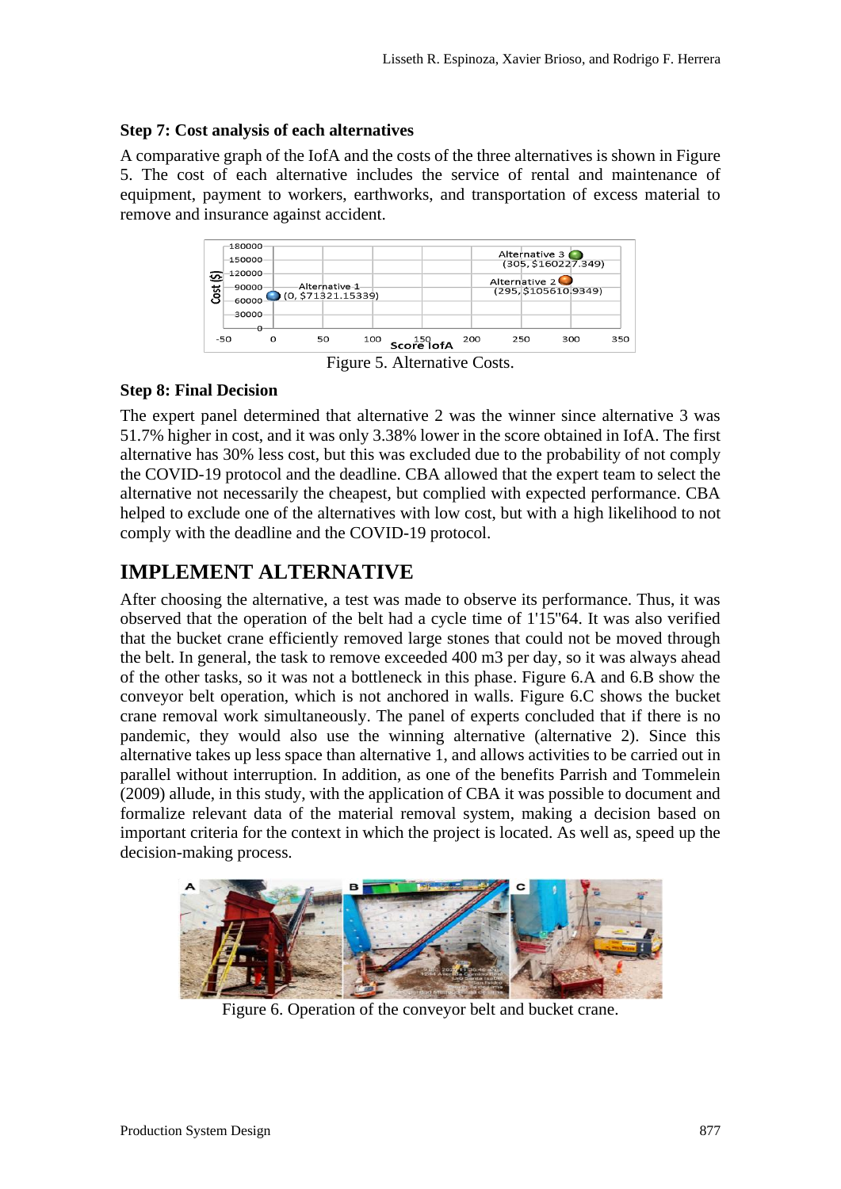### Step 7: Cost analysis of each alternatives

A comparative graph of the IofA and the costs of the three alternatives is shown in Figure 5. The cost of each alternative includes the service of rental and maintenance of equipment, payment to workers, earthworks, and transportation of excess material to remove and insurance against accident.

Figure 5. Alternative Costs.

### Step 8: Final Decision

The expert panel determined that alternative 2 was the winner since alternative 3 was 51.7% higher in cost, and it was only 3.38% lower in the score obtained in IofA. The first alternative has 30% less cost, but this was excluded due to the probability of not comply the COVID-19 protocol and the deadline. CBA allowed that the expert team to select the alternative not necessarily the cheapest, but complied with expected performance. CBA helped to exclude one of the alternatives with low cost, but with a high likelihood to not comply with the deadline and the COVID-19 protocol.

## IMPLEMENT ALTERNATIVE

After choosing the alternative, a test was made to observe its performance. Thus, it was observed that the operation of the belt had a cycle time of 1'15"64. It was also verified that the bucket crane efficiently removed large stones that could not be moved through the belt. In general, the task to remove exceeded 400 m3 per day, so it was always ahead of the other tasks, so it was not a bottleneck in this phase. Figure 6.A and 6.B show the conveyor belt operation, which is not anchored in walls. Figure 6.C shows the bucket crane removal work simultaneously. The panel of experts concluded that if there is no pandemic, they would also use the winning alternative (alternative 2). Since this alternative takes up less space than alternative 1, and allows activities to be carried out in parallel without interruption. In addition, as one of the benefits Parrish and Tommelein (2009) allude, in this study, with the application of CBA it was possible to document and formalize relevant data of the material removal system, making a decision based on important criteria for the context in which the project is located. As well as, speed up the decision-making process.

Figure 6. Operation of the conveyor belt and bucket crane.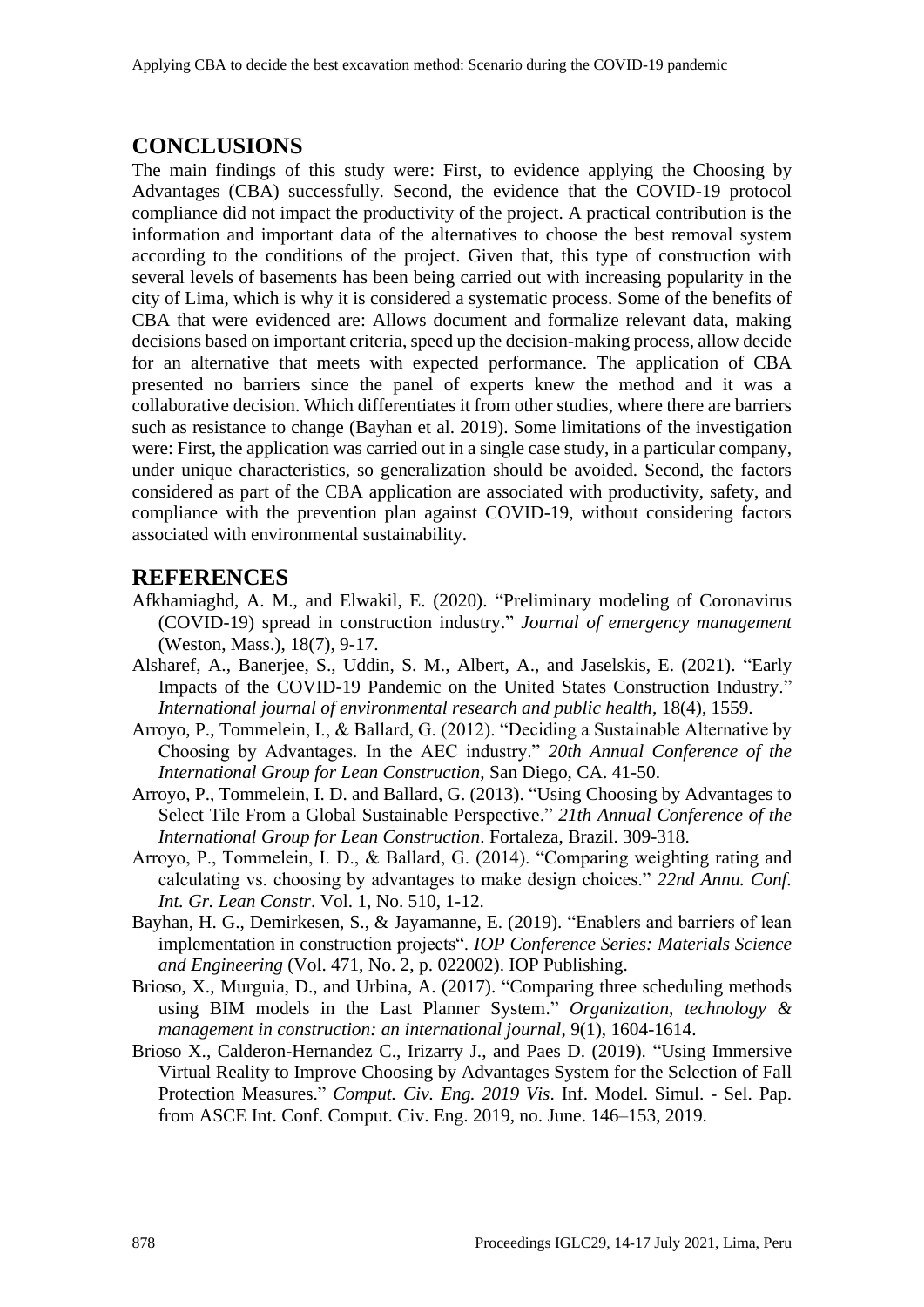## CONCLUSIONS

The main findings of this study were: First, to evidence applying the Choosing by Advantages (CBA) successfully. Second, the evidence that the COVID-19 protocol compliance did not impact the productivity of the project. A practical contribution is the information and important data of the alternatives to choose the best removal system according to the conditions of the project. Given that, this type of construction with several levels of basements has been being carried out with increasing popularity in the city of Lima, which is why it is considered a systematic process. Some of the benefits of CBA that were evidenced are: Allows document and formalize relevant data, making decisions based on important criteria, speed up the decision-making process, allow decide for an alternative that meets with expected performance. The application of CBA presented no barriers since the panel of experts knew the method and it was a collaborative decision. Which differentiates it from other studies, where there are barriers such as resistance to change (Bayhan et al. 2019). Some limitations of the investigation were: First, the application was carried out in a single case study, in a particular company, under unique characteristics, so generalization should be avoided. Second, the factors considered as part of the CBA application are associated with productivity, safety, and compliance with the prevention plan against COVID-19, without considering factors associated with environmental sustainability.

## REFERENCES

Afkhamiaghd, A. M., and Elwakil, E. (2020). "Preliminary modeling of Coronavirus (COVID-19) spread in construction industry." *Journal of emergency management* (Weston, Mass.), 18(7), 9-17.

Alsharef, A., Banerjee, S., Uddin, S. M., Albert, A., and Jaselskis, E. (2021). "Early Impacts of the COVID-19 Pandemic on the United States Construction Industry." *International journal of environmental research and public health*, 18(4), 1559.

Arroyo, P., Tommelein, I., & Ballard, G. (2012). "Deciding a Sustainable Alternative by Choosing by Advantages. In the AEC industry." *20th Annual Conference of the International Group for Lean Construction*, San Diego, CA. 41-50.

Arroyo, P., Tommelein, I. D. and Ballard, G. (2013). "Using Choosing by Advantages to Select Tile From a Global Sustainable Perspective." *21th Annual Conference of the International Group for Lean Construction*. Fortaleza, Brazil. 309-318.

Arroyo, P., Tommelein, I. D., & Ballard, G. (2014). "Comparing weighting rating and calculating vs. choosing by advantages to make design choices." *22nd Annu. Conf. Int. Gr. Lean Constr*. Vol. 1, No. 510, 1-12.

Bayhan, H. G., Demirkesen, S., & Jayamanne, E. (2019). "Enablers and barriers of lean implementation in construction projects". *IOP Conference Series: Materials Science and Engineering* (Vol. 471, No. 2, p. 022002). IOP Publishing.

Brioso, X., Murguia, D., and Urbina, A. (2017). "Comparing three scheduling methods using BIM models in the Last Planner System." *Organization, technology & management in construction: an international journal*, 9(1), 1604-1614.

Brioso X., Calderon-Hernandez C., Irizarry J., and Paes D. (2019). "Using Immersive Virtual Reality to Improve Choosing by Advantages System for the Selection of Fall Protection Measures." *Comput. Civ. Eng. 2019 Vis*. Inf. Model. Simul. - Sel. Pap. from ASCE Int. Conf. Comput. Civ. Eng. 2019, no. June. 146–153, 2019.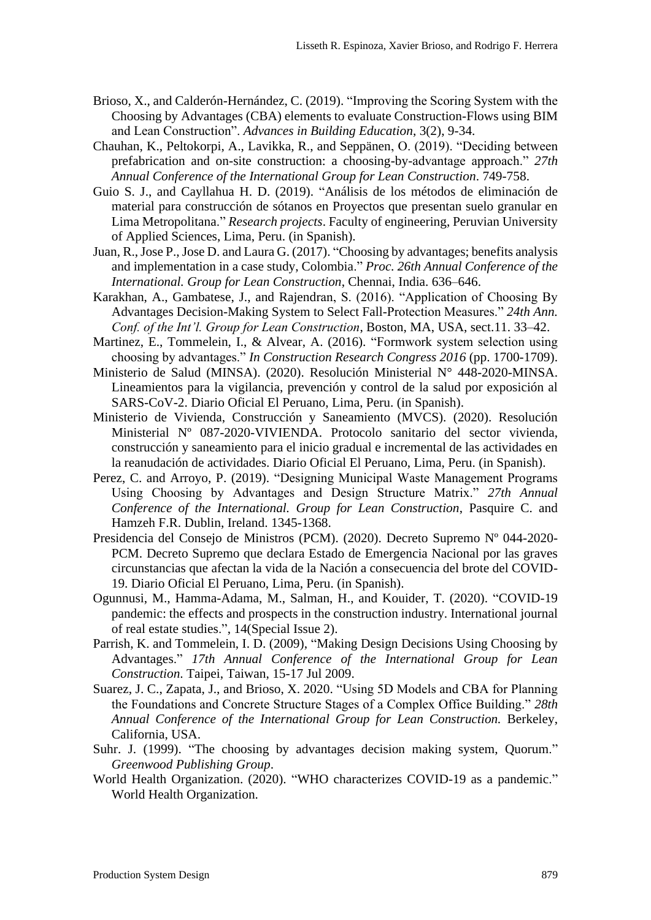Brioso, X., and Calderón-Hernández, C. (2019). “Improving the Scoring System with the Choosing by Advantages (CBA) elements to evaluate Construction-Flows using BIM and Lean Construction”. *Advances in Building Education*, 3(2), 9-34.

Chauhan, K., Peltokorpi, A., Lavikka, R., and Seppänen, O. (2019). “Deciding between prefabrication and on-site construction: a choosing-by-advantage approach.” *27th Annual Conference of the International Group for Lean Construction*. 749-758.

Guio S. J., and Cayllahua H. D. (2019). “Análisis de los métodos de eliminación de material para construcción de sótanos en Proyectos que presentan suelo granular en Lima Metropolitana.” *Research projects*. Faculty of engineering, Peruvian University of Applied Sciences, Lima, Peru. (in Spanish).

Juan, R., Jose P., Jose D. and Laura G. (2017). “Choosing by advantages; benefits analysis and implementation in a case study, Colombia.” *Proc. 26th Annual Conference of the International. Group for Lean Construction*, Chennai, India. 636–646.

Karakhan, A., Gambatese, J., and Rajendran, S. (2016). “Application of Choosing By Advantages Decision-Making System to Select Fall-Protection Measures.” *24th Ann. Conf. of the Int’l. Group for Lean Construction*, Boston, MA, USA, sect.11. 33–42.

Martinez, E., Tommelein, I., & Alvear, A. (2016). “Formwork system selection using choosing by advantages.” *In Construction Research Congress 2016* (pp. 1700-1709).

Ministerio de Salud (MINSA). (2020). Resolución Ministerial N° 448-2020-MINSA. Lineamientos para la vigilancia, prevención y control de la salud por exposición al SARS-CoV-2. Diario Oficial El Peruano, Lima, Peru. (in Spanish).

Ministerio de Vivienda, Construcción y Saneamiento (MVCS). (2020). Resolución Ministerial Nº 087-2020-VIVIENDA. Protocolo sanitario del sector vivienda, construcción y saneamiento para el inicio gradual e incremental de las actividades en la reanudación de actividades. Diario Oficial El Peruano, Lima, Peru. (in Spanish).

Perez, C. and Arroyo, P. (2019). “Designing Municipal Waste Management Programs Using Choosing by Advantages and Design Structure Matrix.” *27th Annual Conference of the International. Group for Lean Construction*, Pasquire C. and Hamzeh F.R. Dublin, Ireland. 1345-1368.

Presidencia del Consejo de Ministros (PCM). (2020). Decreto Supremo Nº 044-2020-PCM. Decreto Supremo que declara Estado de Emergencia Nacional por las graves circunstancias que afectan la vida de la Nación a consecuencia del brote del COVID-19. Diario Oficial El Peruano, Lima, Peru. (in Spanish).

Ogunnusi, M., Hamma-Adama, M., Salman, H., and Kouider, T. (2020). “COVID-19 pandemic: the effects and prospects in the construction industry. International journal of real estate studies.”, 14(Special Issue 2).

Parrish, K. and Tommelein, I. D. (2009), “Making Design Decisions Using Choosing by Advantages.” *17th Annual Conference of the International Group for Lean Construction*. Taipei, Taiwan, 15-17 Jul 2009.

Suarez, J. C., Zapata, J., and Brioso, X. 2020. “Using 5D Models and CBA for Planning the Foundations and Concrete Structure Stages of a Complex Office Building.” *28th Annual Conference of the International Group for Lean Construction.* Berkeley, California, USA.

Suhr. J. (1999). “The choosing by advantages decision making system, Quorum.” *Greenwood Publishing Group*.

World Health Organization. (2020). “WHO characterizes COVID-19 as a pandemic.” World Health Organization.